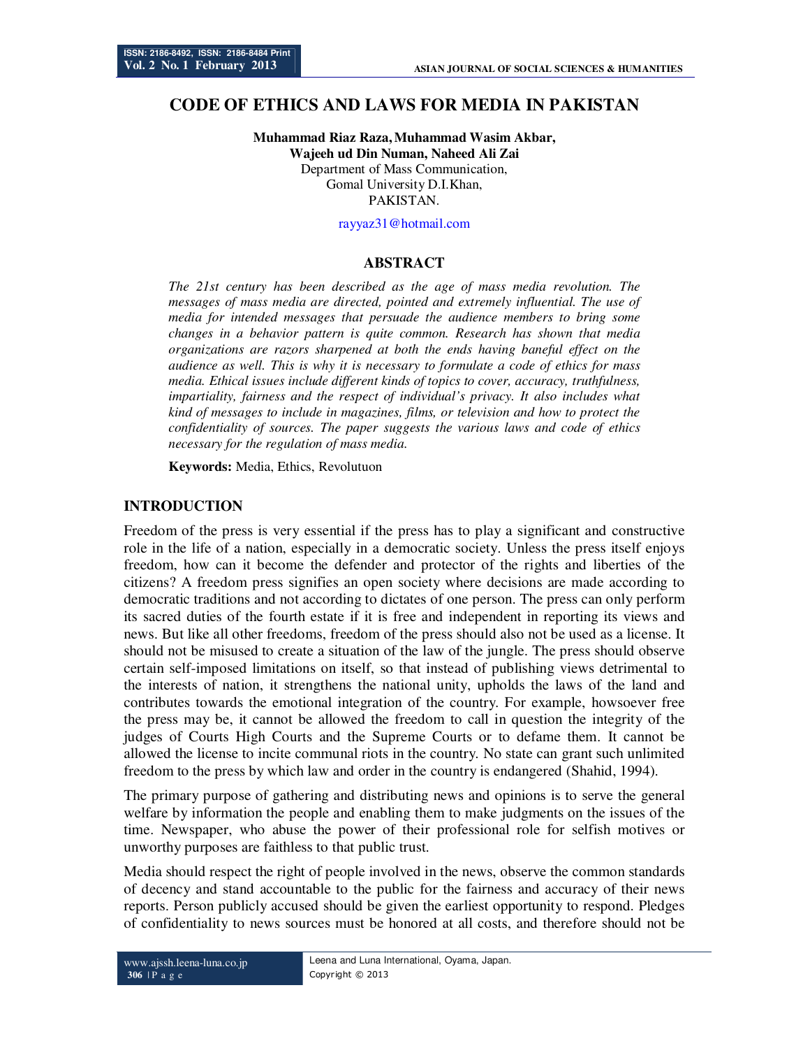# CODE OF ETHICS AND LAWS FOR MEDIA IN PAKISTAN

**Muhammad Riaz Raza, Muhammad Wasim Akbar, Wajeeh ud Din Numan, Naheed Ali Zai**
Department of Mass Communication,
Gomal University D.I.Khan,
PAKISTAN.

rayyaz31@hotmail.com

## ABSTRACT

*The 21st century has been described as the age of mass media revolution. The messages of mass media are directed, pointed and extremely influential. The use of media for intended messages that persuade the audience members to bring some changes in a behavior pattern is quite common. Research has shown that media organizations are razors sharpened at both the ends having baneful effect on the audience as well. This is why it is necessary to formulate a code of ethics for mass media. Ethical issues include different kinds of topics to cover, accuracy, truthfulness, impartiality, fairness and the respect of individual's privacy. It also includes what kind of messages to include in magazines, films, or television and how to protect the confidentiality of sources. The paper suggests the various laws and code of ethics necessary for the regulation of mass media.*

**Keywords:** Media, Ethics, Revolutuon

## INTRODUCTION

Freedom of the press is very essential if the press has to play a significant and constructive role in the life of a nation, especially in a democratic society. Unless the press itself enjoys freedom, how can it become the defender and protector of the rights and liberties of the citizens? A freedom press signifies an open society where decisions are made according to democratic traditions and not according to dictates of one person. The press can only perform its sacred duties of the fourth estate if it is free and independent in reporting its views and news. But like all other freedoms, freedom of the press should also not be used as a license. It should not be misused to create a situation of the law of the jungle. The press should observe certain self-imposed limitations on itself, so that instead of publishing views detrimental to the interests of nation, it strengthens the national unity, upholds the laws of the land and contributes towards the emotional integration of the country. For example, howsoever free the press may be, it cannot be allowed the freedom to call in question the integrity of the judges of Courts High Courts and the Supreme Courts or to defame them. It cannot be allowed the license to incite communal riots in the country. No state can grant such unlimited freedom to the press by which law and order in the country is endangered (Shahid, 1994).

The primary purpose of gathering and distributing news and opinions is to serve the general welfare by information the people and enabling them to make judgments on the issues of the time. Newspaper, who abuse the power of their professional role for selfish motives or unworthy purposes are faithless to that public trust.

Media should respect the right of people involved in the news, observe the common standards of decency and stand accountable to the public for the fairness and accuracy of their news reports. Person publicly accused should be given the earliest opportunity to respond. Pledges of confidentiality to news sources must be honored at all costs, and therefore should not be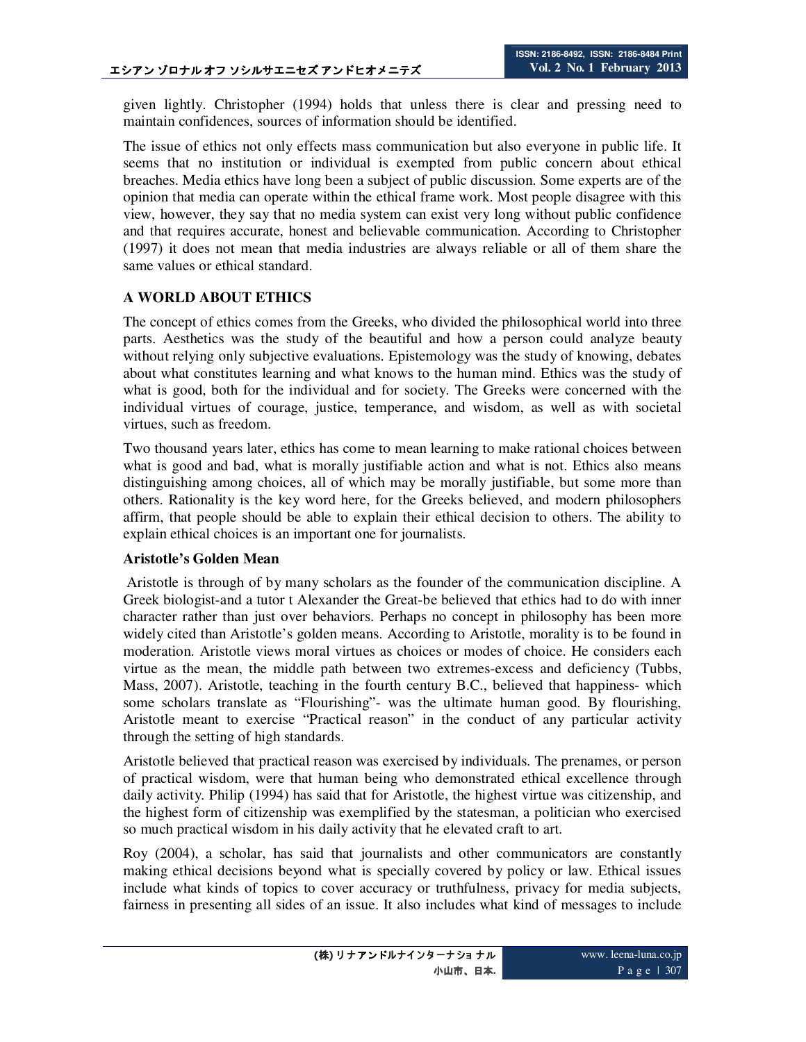given lightly. Christopher (1994) holds that unless there is clear and pressing need to maintain confidences, sources of information should be identified.

The issue of ethics not only effects mass communication but also everyone in public life. It seems that no institution or individual is exempted from public concern about ethical breaches. Media ethics have long been a subject of public discussion. Some experts are of the opinion that media can operate within the ethical frame work. Most people disagree with this view, however, they say that no media system can exist very long without public confidence and that requires accurate, honest and believable communication. According to Christopher (1997) it does not mean that media industries are always reliable or all of them share the same values or ethical standard.

## A WORLD ABOUT ETHICS

The concept of ethics comes from the Greeks, who divided the philosophical world into three parts. Aesthetics was the study of the beautiful and how a person could analyze beauty without relying only subjective evaluations. Epistemology was the study of knowing, debates about what constitutes learning and what knows to the human mind. Ethics was the study of what is good, both for the individual and for society. The Greeks were concerned with the individual virtues of courage, justice, temperance, and wisdom, as well as with societal virtues, such as freedom.

Two thousand years later, ethics has come to mean learning to make rational choices between what is good and bad, what is morally justifiable action and what is not. Ethics also means distinguishing among choices, all of which may be morally justifiable, but some more than others. Rationality is the key word here, for the Greeks believed, and modern philosophers affirm, that people should be able to explain their ethical decision to others. The ability to explain ethical choices is an important one for journalists.

### Aristotle's Golden Mean

Aristotle is through of by many scholars as the founder of the communication discipline. A Greek biologist-and a tutor t Alexander the Great-be believed that ethics had to do with inner character rather than just over behaviors. Perhaps no concept in philosophy has been more widely cited than Aristotle's golden means. According to Aristotle, morality is to be found in moderation. Aristotle views moral virtues as choices or modes of choice. He considers each virtue as the mean, the middle path between two extremes-excess and deficiency (Tubbs, Mass, 2007). Aristotle, teaching in the fourth century B.C., believed that happiness- which some scholars translate as "Flourishing"- was the ultimate human good. By flourishing, Aristotle meant to exercise "Practical reason" in the conduct of any particular activity through the setting of high standards.

Aristotle believed that practical reason was exercised by individuals. The prenames, or person of practical wisdom, were that human being who demonstrated ethical excellence through daily activity. Philip (1994) has said that for Aristotle, the highest virtue was citizenship, and the highest form of citizenship was exemplified by the statesman, a politician who exercised so much practical wisdom in his daily activity that he elevated craft to art.

Roy (2004), a scholar, has said that journalists and other communicators are constantly making ethical decisions beyond what is specially covered by policy or law. Ethical issues include what kinds of topics to cover accuracy or truthfulness, privacy for media subjects, fairness in presenting all sides of an issue. It also includes what kind of messages to include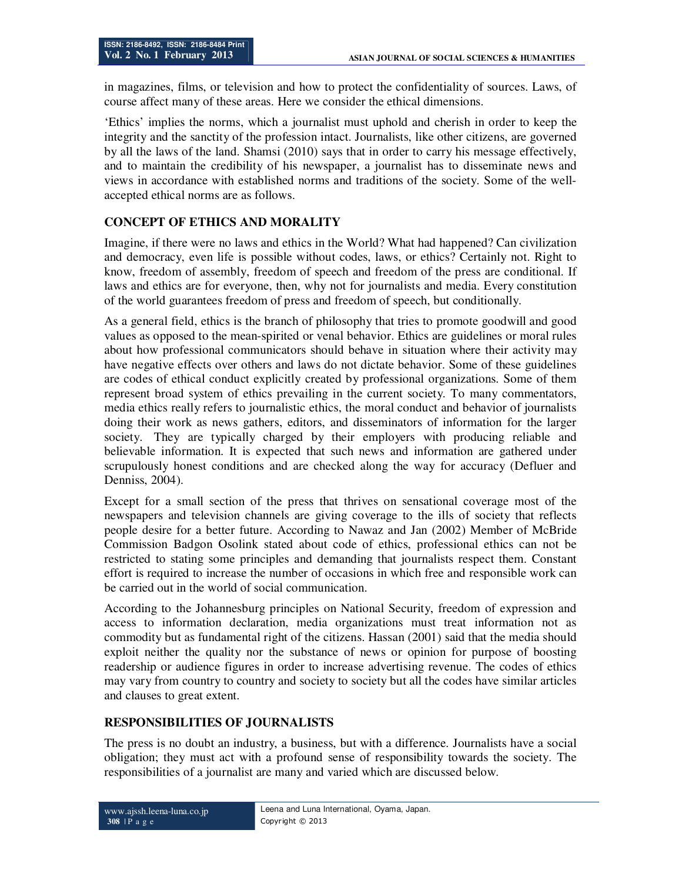in magazines, films, or television and how to protect the confidentiality of sources. Laws, of course affect many of these areas. Here we consider the ethical dimensions.

'Ethics' implies the norms, which a journalist must uphold and cherish in order to keep the integrity and the sanctity of the profession intact. Journalists, like other citizens, are governed by all the laws of the land. Shamsi (2010) says that in order to carry his message effectively, and to maintain the credibility of his newspaper, a journalist has to disseminate news and views in accordance with established norms and traditions of the society. Some of the well-accepted ethical norms are as follows.

## CONCEPT OF ETHICS AND MORALITY

Imagine, if there were no laws and ethics in the World? What had happened? Can civilization and democracy, even life is possible without codes, laws, or ethics? Certainly not. Right to know, freedom of assembly, freedom of speech and freedom of the press are conditional. If laws and ethics are for everyone, then, why not for journalists and media. Every constitution of the world guarantees freedom of press and freedom of speech, but conditionally.

As a general field, ethics is the branch of philosophy that tries to promote goodwill and good values as opposed to the mean-spirited or venal behavior. Ethics are guidelines or moral rules about how professional communicators should behave in situation where their activity may have negative effects over others and laws do not dictate behavior. Some of these guidelines are codes of ethical conduct explicitly created by professional organizations. Some of them represent broad system of ethics prevailing in the current society. To many commentators, media ethics really refers to journalistic ethics, the moral conduct and behavior of journalists doing their work as news gathers, editors, and disseminators of information for the larger society. They are typically charged by their employers with producing reliable and believable information. It is expected that such news and information are gathered under scrupulously honest conditions and are checked along the way for accuracy (Defluer and Denniss, 2004).

Except for a small section of the press that thrives on sensational coverage most of the newspapers and television channels are giving coverage to the ills of society that reflects people desire for a better future. According to Nawaz and Jan (2002) Member of McBride Commission Badgon Osolink stated about code of ethics, professional ethics can not be restricted to stating some principles and demanding that journalists respect them. Constant effort is required to increase the number of occasions in which free and responsible work can be carried out in the world of social communication.

According to the Johannesburg principles on National Security, freedom of expression and access to information declaration, media organizations must treat information not as commodity but as fundamental right of the citizens. Hassan (2001) said that the media should exploit neither the quality nor the substance of news or opinion for purpose of boosting readership or audience figures in order to increase advertising revenue. The codes of ethics may vary from country to country and society to society but all the codes have similar articles and clauses to great extent.

## RESPONSIBILITIES OF JOURNALISTS

The press is no doubt an industry, a business, but with a difference. Journalists have a social obligation; they must act with a profound sense of responsibility towards the society. The responsibilities of a journalist are many and varied which are discussed below.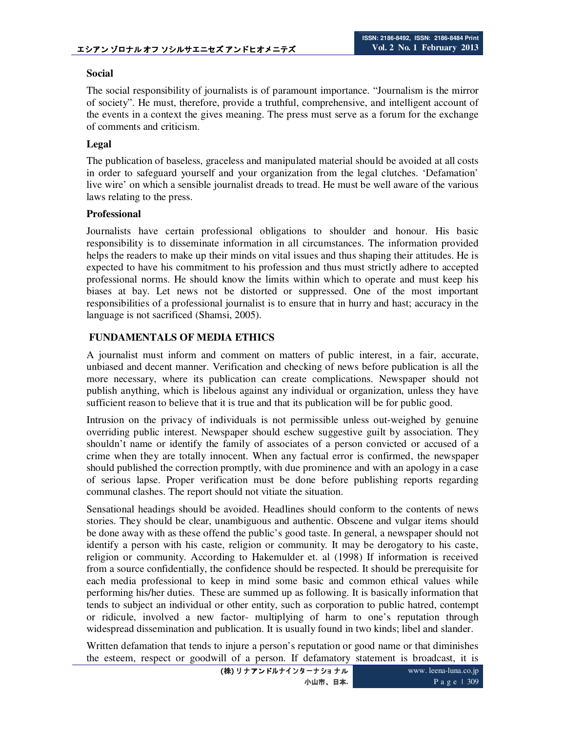### Social

The social responsibility of journalists is of paramount importance. "Journalism is the mirror of society". He must, therefore, provide a truthful, comprehensive, and intelligent account of the events in a context the gives meaning. The press must serve as a forum for the exchange of comments and criticism.

### Legal

The publication of baseless, graceless and manipulated material should be avoided at all costs in order to safeguard yourself and your organization from the legal clutches. 'Defamation' live wire' on which a sensible journalist dreads to tread. He must be well aware of the various laws relating to the press.

### Professional

Journalists have certain professional obligations to shoulder and honour. His basic responsibility is to disseminate information in all circumstances. The information provided helps the readers to make up their minds on vital issues and thus shaping their attitudes. He is expected to have his commitment to his profession and thus must strictly adhere to accepted professional norms. He should know the limits within which to operate and must keep his biases at bay. Let news not be distorted or suppressed. One of the most important responsibilities of a professional journalist is to ensure that in hurry and hast; accuracy in the language is not sacrificed (Shamsi, 2005).

## FUNDAMENTALS OF MEDIA ETHICS

A journalist must inform and comment on matters of public interest, in a fair, accurate, unbiased and decent manner. Verification and checking of news before publication is all the more necessary, where its publication can create complications. Newspaper should not publish anything, which is libelous against any individual or organization, unless they have sufficient reason to believe that it is true and that its publication will be for public good.

Intrusion on the privacy of individuals is not permissible unless out-weighed by genuine overriding public interest. Newspaper should eschew suggestive guilt by association. They shouldn't name or identify the family of associates of a person convicted or accused of a crime when they are totally innocent. When any factual error is confirmed, the newspaper should published the correction promptly, with due prominence and with an apology in a case of serious lapse. Proper verification must be done before publishing reports regarding communal clashes. The report should not vitiate the situation.

Sensational headings should be avoided. Headlines should conform to the contents of news stories. They should be clear, unambiguous and authentic. Obscene and vulgar items should be done away with as these offend the public's good taste. In general, a newspaper should not identify a person with his caste, religion or community. It may be derogatory to his caste, religion or community. According to Hakemulder et. al (1998) If information is received from a source confidentially, the confidence should be respected. It should be prerequisite for each media professional to keep in mind some basic and common ethical values while performing his/her duties. These are summed up as following. It is basically information that tends to subject an individual or other entity, such as corporation to public hatred, contempt or ridicule, involved a new factor- multiplying of harm to one's reputation through widespread dissemination and publication. It is usually found in two kinds; libel and slander.

Written defamation that tends to injure a person's reputation or good name or that diminishes the esteem, respect or goodwill of a person. If defamatory statement is broadcast, it is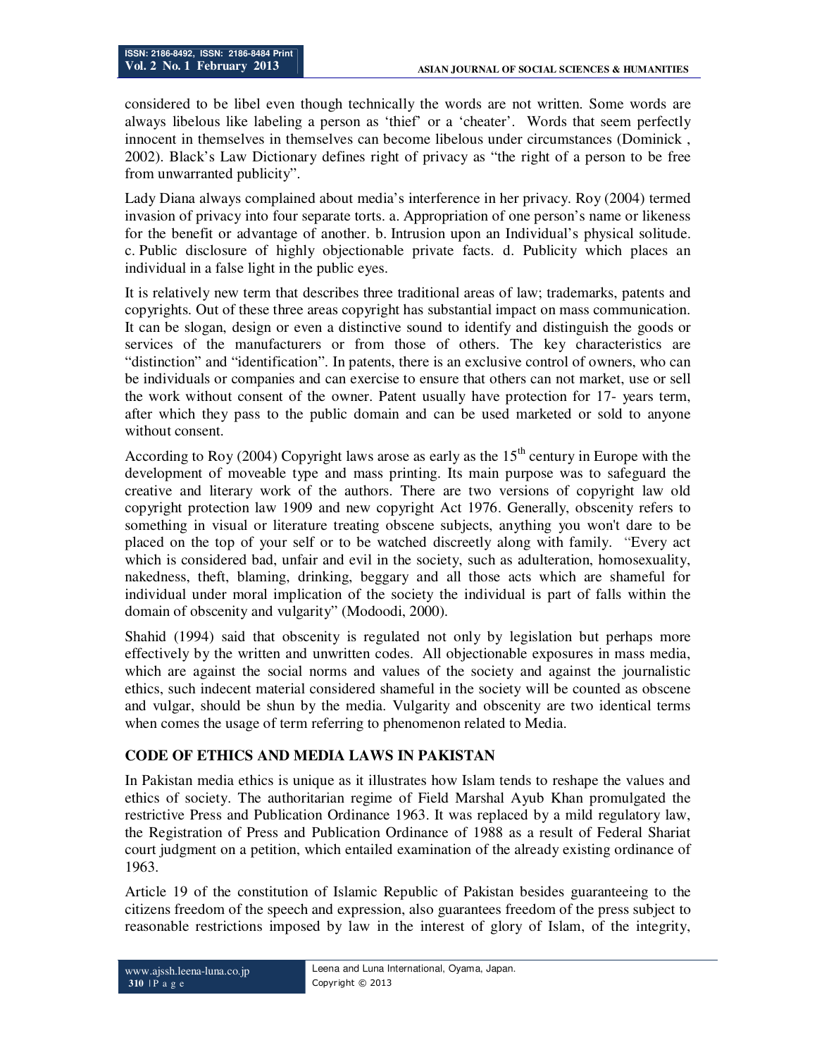considered to be libel even though technically the words are not written. Some words are always libelous like labeling a person as 'thief' or a 'cheater'. Words that seem perfectly innocent in themselves in themselves can become libelous under circumstances (Dominick , 2002). Black's Law Dictionary defines right of privacy as "the right of a person to be free from unwarranted publicity".

Lady Diana always complained about media's interference in her privacy. Roy (2004) termed invasion of privacy into four separate torts. a. Appropriation of one person's name or likeness for the benefit or advantage of another. b. Intrusion upon an Individual's physical solitude. c. Public disclosure of highly objectionable private facts. d. Publicity which places an individual in a false light in the public eyes.

It is relatively new term that describes three traditional areas of law; trademarks, patents and copyrights. Out of these three areas copyright has substantial impact on mass communication. It can be slogan, design or even a distinctive sound to identify and distinguish the goods or services of the manufacturers or from those of others. The key characteristics are "distinction" and "identification". In patents, there is an exclusive control of owners, who can be individuals or companies and can exercise to ensure that others can not market, use or sell the work without consent of the owner. Patent usually have protection for 17- years term, after which they pass to the public domain and can be used marketed or sold to anyone without consent.

According to Roy (2004) Copyright laws arose as early as the 15th century in Europe with the development of moveable type and mass printing. Its main purpose was to safeguard the creative and literary work of the authors. There are two versions of copyright law old copyright protection law 1909 and new copyright Act 1976. Generally, obscenity refers to something in visual or literature treating obscene subjects, anything you won't dare to be placed on the top of your self or to be watched discreetly along with family. "Every act which is considered bad, unfair and evil in the society, such as adulteration, homosexuality, nakedness, theft, blaming, drinking, beggary and all those acts which are shameful for individual under moral implication of the society the individual is part of falls within the domain of obscenity and vulgarity" (Modoodi, 2000).

Shahid (1994) said that obscenity is regulated not only by legislation but perhaps more effectively by the written and unwritten codes. All objectionable exposures in mass media, which are against the social norms and values of the society and against the journalistic ethics, such indecent material considered shameful in the society will be counted as obscene and vulgar, should be shun by the media. Vulgarity and obscenity are two identical terms when comes the usage of term referring to phenomenon related to Media.

## CODE OF ETHICS AND MEDIA LAWS IN PAKISTAN

In Pakistan media ethics is unique as it illustrates how Islam tends to reshape the values and ethics of society. The authoritarian regime of Field Marshal Ayub Khan promulgated the restrictive Press and Publication Ordinance 1963. It was replaced by a mild regulatory law, the Registration of Press and Publication Ordinance of 1988 as a result of Federal Shariat court judgment on a petition, which entailed examination of the already existing ordinance of 1963.

Article 19 of the constitution of Islamic Republic of Pakistan besides guaranteeing to the citizens freedom of the speech and expression, also guarantees freedom of the press subject to reasonable restrictions imposed by law in the interest of glory of Islam, of the integrity,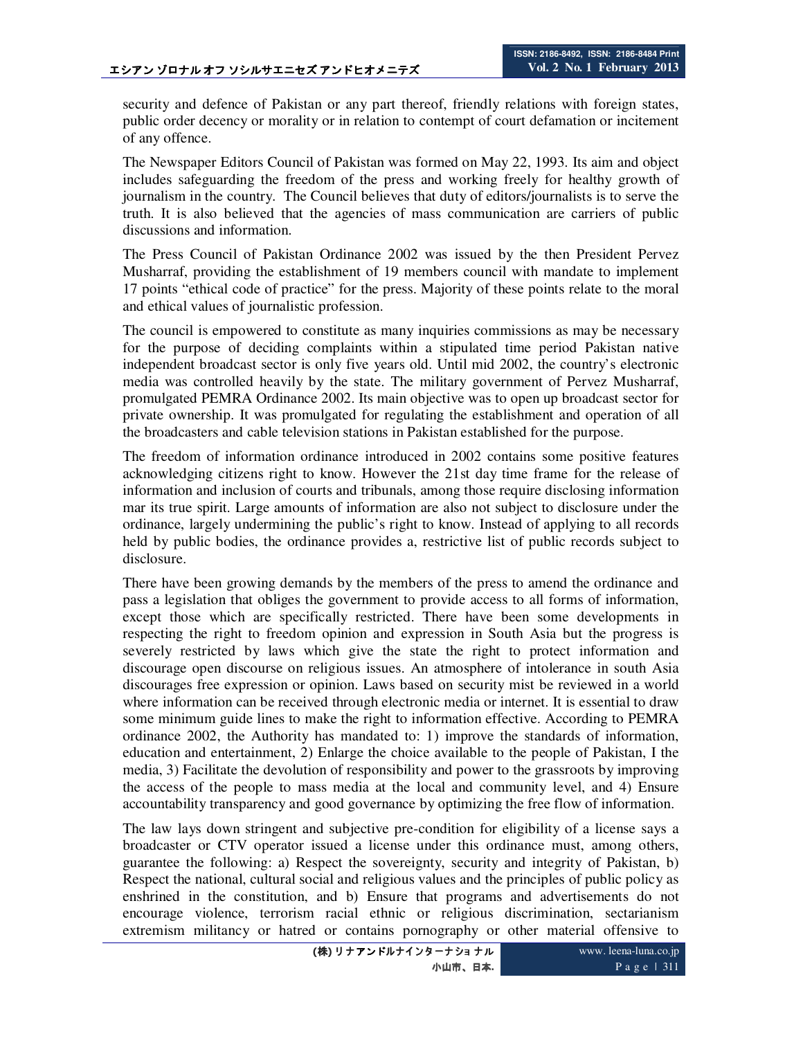security and defence of Pakistan or any part thereof, friendly relations with foreign states, public order decency or morality or in relation to contempt of court defamation or incitement of any offence.

The Newspaper Editors Council of Pakistan was formed on May 22, 1993. Its aim and object includes safeguarding the freedom of the press and working freely for healthy growth of journalism in the country. The Council believes that duty of editors/journalists is to serve the truth. It is also believed that the agencies of mass communication are carriers of public discussions and information.

The Press Council of Pakistan Ordinance 2002 was issued by the then President Pervez Musharraf, providing the establishment of 19 members council with mandate to implement 17 points "ethical code of practice" for the press. Majority of these points relate to the moral and ethical values of journalistic profession.

The council is empowered to constitute as many inquiries commissions as may be necessary for the purpose of deciding complaints within a stipulated time period Pakistan native independent broadcast sector is only five years old. Until mid 2002, the country's electronic media was controlled heavily by the state. The military government of Pervez Musharraf, promulgated PEMRA Ordinance 2002. Its main objective was to open up broadcast sector for private ownership. It was promulgated for regulating the establishment and operation of all the broadcasters and cable television stations in Pakistan established for the purpose.

The freedom of information ordinance introduced in 2002 contains some positive features acknowledging citizens right to know. However the 21st day time frame for the release of information and inclusion of courts and tribunals, among those require disclosing information mar its true spirit. Large amounts of information are also not subject to disclosure under the ordinance, largely undermining the public's right to know. Instead of applying to all records held by public bodies, the ordinance provides a, restrictive list of public records subject to disclosure.

There have been growing demands by the members of the press to amend the ordinance and pass a legislation that obliges the government to provide access to all forms of information, except those which are specifically restricted. There have been some developments in respecting the right to freedom opinion and expression in South Asia but the progress is severely restricted by laws which give the state the right to protect information and discourage open discourse on religious issues. An atmosphere of intolerance in south Asia discourages free expression or opinion. Laws based on security mist be reviewed in a world where information can be received through electronic media or internet. It is essential to draw some minimum guide lines to make the right to information effective. According to PEMRA ordinance 2002, the Authority has mandated to: 1) improve the standards of information, education and entertainment, 2) Enlarge the choice available to the people of Pakistan, I the media, 3) Facilitate the devolution of responsibility and power to the grassroots by improving the access of the people to mass media at the local and community level, and 4) Ensure accountability transparency and good governance by optimizing the free flow of information.

The law lays down stringent and subjective pre-condition for eligibility of a license says a broadcaster or CTV operator issued a license under this ordinance must, among others, guarantee the following: a) Respect the sovereignty, security and integrity of Pakistan, b) Respect the national, cultural social and religious values and the principles of public policy as enshrined in the constitution, and b) Ensure that programs and advertisements do not encourage violence, terrorism racial ethnic or religious discrimination, sectarianism extremism militancy or hatred or contains pornography or other material offensive to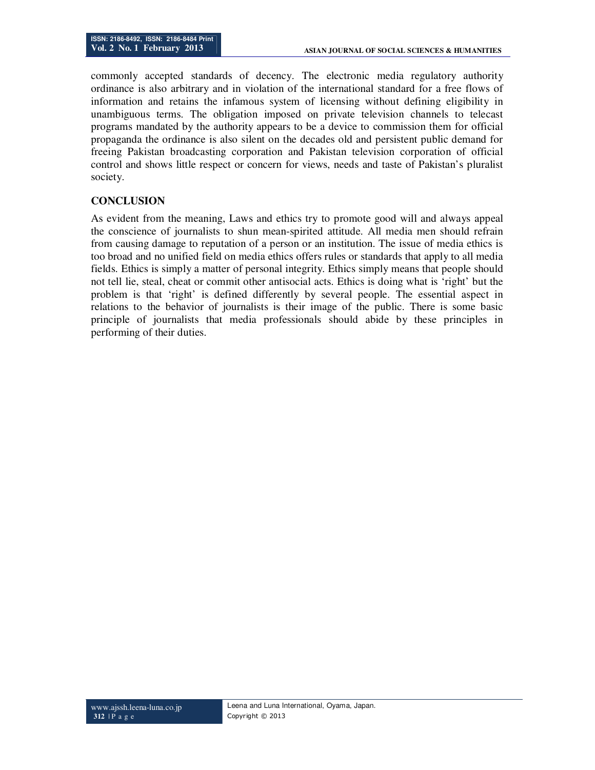commonly accepted standards of decency. The electronic media regulatory authority ordinance is also arbitrary and in violation of the international standard for a free flows of information and retains the infamous system of licensing without defining eligibility in unambiguous terms. The obligation imposed on private television channels to telecast programs mandated by the authority appears to be a device to commission them for official propaganda the ordinance is also silent on the decades old and persistent public demand for freeing Pakistan broadcasting corporation and Pakistan television corporation of official control and shows little respect or concern for views, needs and taste of Pakistan's pluralist society.

## CONCLUSION

As evident from the meaning, Laws and ethics try to promote good will and always appeal the conscience of journalists to shun mean-spirited attitude. All media men should refrain from causing damage to reputation of a person or an institution. The issue of media ethics is too broad and no unified field on media ethics offers rules or standards that apply to all media fields. Ethics is simply a matter of personal integrity. Ethics simply means that people should not tell lie, steal, cheat or commit other antisocial acts. Ethics is doing what is 'right' but the problem is that 'right' is defined differently by several people. The essential aspect in relations to the behavior of journalists is their image of the public. There is some basic principle of journalists that media professionals should abide by these principles in performing of their duties.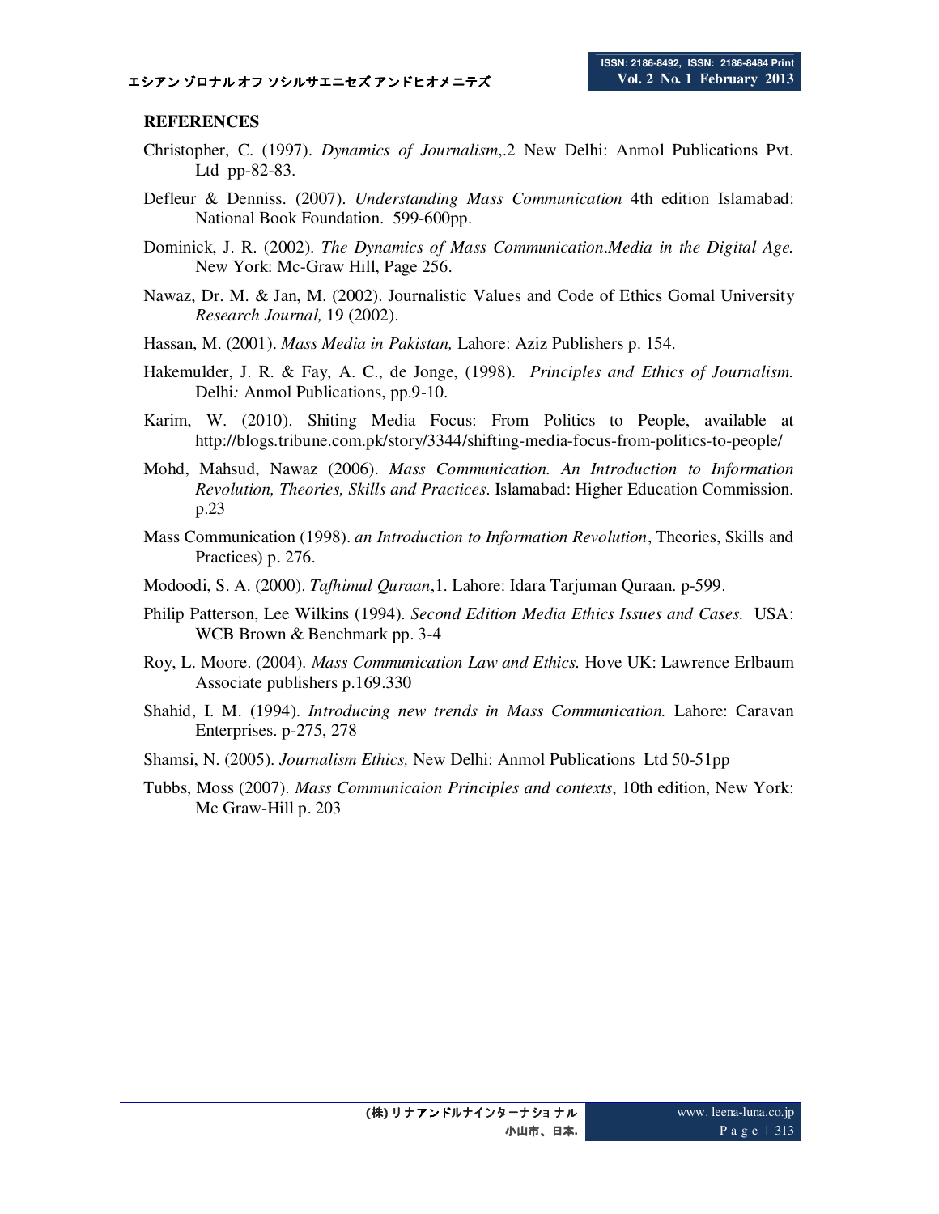**REFERENCES**

Christopher, C. (1997). *Dynamics of Journalism*,.2 New Delhi: Anmol Publications Pvt. Ltd pp-82-83.

Defleur & Denniss. (2007). *Understanding Mass Communication* 4th edition Islamabad: National Book Foundation. 599-600pp.

Dominick, J. R. (2002). *The Dynamics of Mass Communication.Media in the Digital Age.* New York: Mc-Graw Hill, Page 256.

Nawaz, Dr. M. & Jan, M. (2002). Journalistic Values and Code of Ethics Gomal University *Research Journal,* 19 (2002).

Hassan, M. (2001). *Mass Media in Pakistan,* Lahore: Aziz Publishers p. 154.

Hakemulder, J. R. & Fay, A. C., de Jonge, (1998). *Principles and Ethics of Journalism.* Delhi*:* Anmol Publications, pp.9-10.

Karim, W. (2010). Shiting Media Focus: From Politics to People, available at http://blogs.tribune.com.pk/story/3344/shifting-media-focus-from-politics-to-people/

Mohd, Mahsud, Nawaz (2006). *Mass Communication. An Introduction to Information Revolution, Theories, Skills and Practices*. Islamabad: Higher Education Commission. p.23

Mass Communication (1998). *an Introduction to Information Revolution*, Theories, Skills and Practices) p. 276.

Modoodi, S. A. (2000). *Tafhimul Quraan*,1. Lahore: Idara Tarjuman Quraan. p-599.

Philip Patterson, Lee Wilkins (1994). *Second Edition Media Ethics Issues and Cases.* USA: WCB Brown & Benchmark pp. 3-4

Roy, L. Moore. (2004). *Mass Communication Law and Ethics.* Hove UK: Lawrence Erlbaum Associate publishers p.169.330

Shahid, I. M. (1994). *Introducing new trends in Mass Communication.* Lahore: Caravan Enterprises. p-275, 278

Shamsi, N. (2005). *Journalism Ethics,* New Delhi: Anmol Publications Ltd 50-51pp

Tubbs, Moss (2007). *Mass Communicaion Principles and contexts*, 10th edition, New York: Mc Graw-Hill p. 203